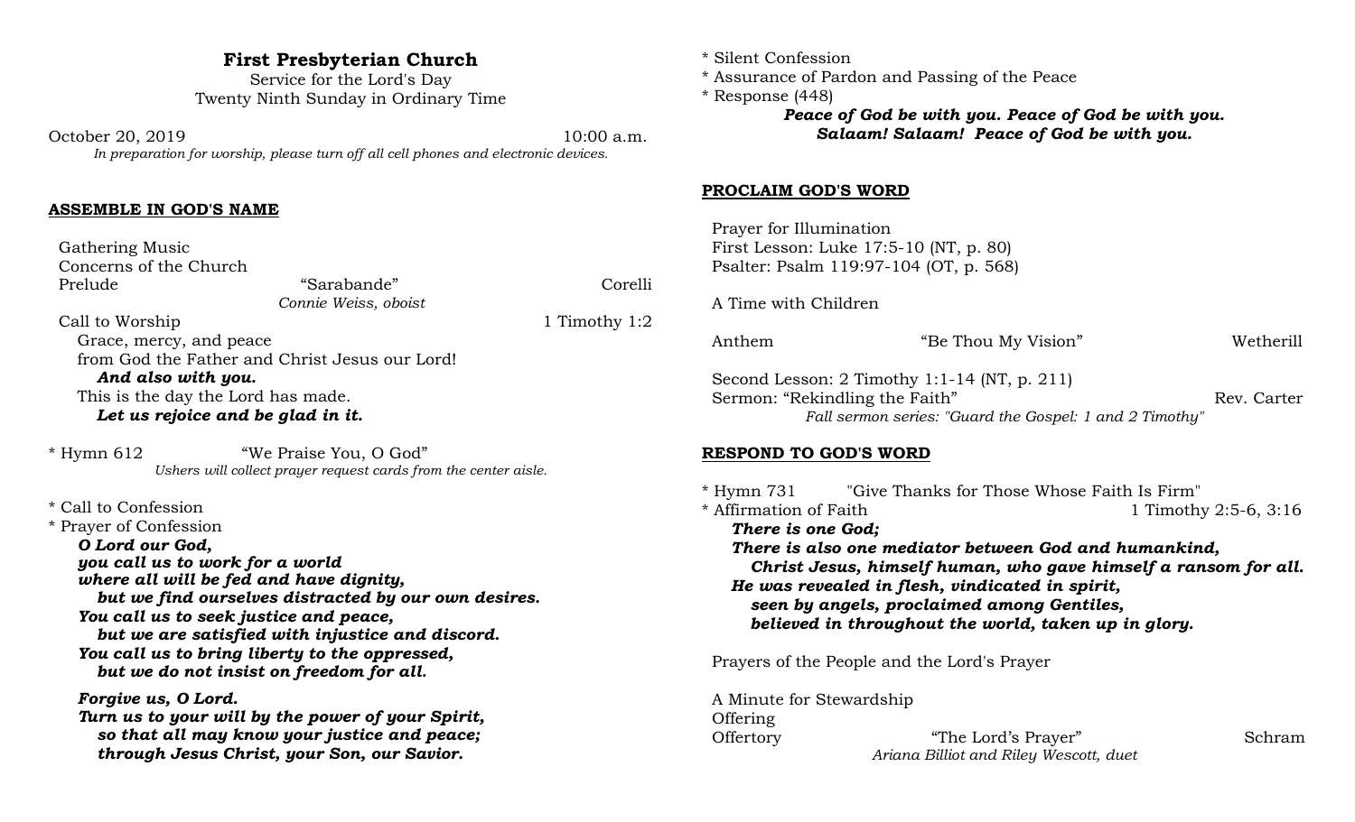# First Presbyterian Church

Service for the Lord's Day
Twenty Ninth Sunday in Ordinary Time

October 20, 2019 10:00 a.m.

*In preparation for worship, please turn off all cell phones and electronic devices.*

## ASSEMBLE IN GOD'S NAME

Gathering Music
Concerns of the Church
Prelude "Sarabande" Corelli
*Connie Weiss, oboist*
Call to Worship 1 Timothy 1:2

Grace, mercy, and peace
from God the Father and Christ Jesus our Lord!
***And also with you.***
This is the day the Lord has made.
***Let us rejoice and be glad in it.***

* Hymn 612 "We Praise You, O God"
*Ushers will collect prayer request cards from the center aisle.*

* Call to Confession
* Prayer of Confession

***O Lord our God,***
***you call us to work for a world***
***where all will be fed and have dignity,***
***but we find ourselves distracted by our own desires.***
***You call us to seek justice and peace,***
***but we are satisfied with injustice and discord.***
***You call us to bring liberty to the oppressed,***
***but we do not insist on freedom for all.***

***Forgive us, O Lord.***
***Turn us to your will by the power of your Spirit,***
***so that all may know your justice and peace;***
***through Jesus Christ, your Son, our Savior.***

* Silent Confession
* Assurance of Pardon and Passing of the Peace
* Response (448)

***Peace of God be with you. Peace of God be with you.***
***Salaam! Salaam! Peace of God be with you.***

## PROCLAIM GOD'S WORD

Prayer for Illumination
First Lesson: Luke 17:5-10 (NT, p. 80)
Psalter: Psalm 119:97-104 (OT, p. 568)

A Time with Children

Anthem "Be Thou My Vision" Wetherill

Second Lesson: 2 Timothy 1:1-14 (NT, p. 211)
Sermon: "Rekindling the Faith" Rev. Carter
*Fall sermon series: "Guard the Gospel: 1 and 2 Timothy"*

## RESPOND TO GOD'S WORD

* Hymn 731 "Give Thanks for Those Whose Faith Is Firm"
* Affirmation of Faith 1 Timothy 2:5-6, 3:16

***There is one God;***
***There is also one mediator between God and humankind,***
***Christ Jesus, himself human, who gave himself a ransom for all.***
***He was revealed in flesh, vindicated in spirit,***
***seen by angels, proclaimed among Gentiles,***
***believed in throughout the world, taken up in glory.***

Prayers of the People and the Lord's Prayer

A Minute for Stewardship
Offering
Offertory "The Lord's Prayer" Schram
*Ariana Billiot and Riley Wescott, duet*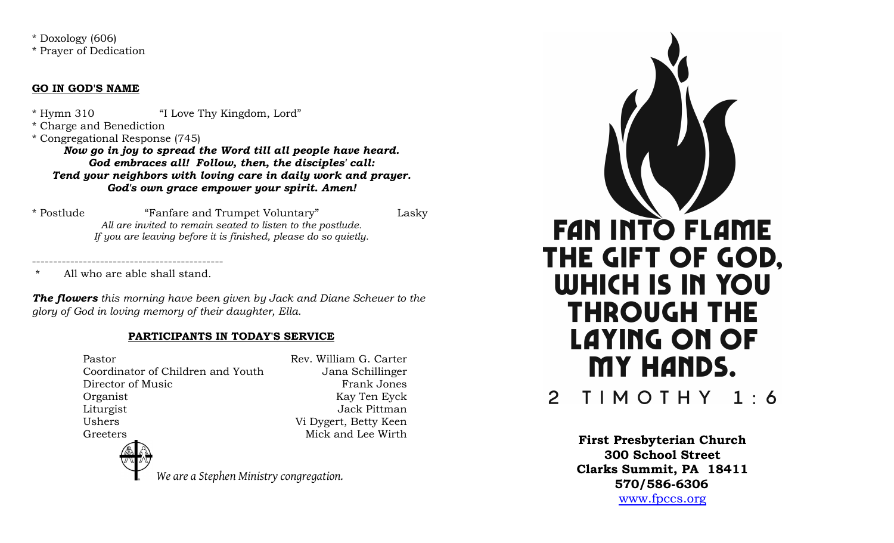* Doxology (606)
* Prayer of Dedication

**GO IN GOD'S NAME**

* Hymn 310 "I Love Thy Kingdom, Lord"
* Charge and Benediction
* Congregational Response (745)

***Now go in joy to spread the Word till all people have heard.***
***God embraces all! Follow, then, the disciples' call:***
***Tend your neighbors with loving care in daily work and prayer.***
***God's own grace empower your spirit. Amen!***

* Postlude "Fanfare and Trumpet Voluntary" Lasky

*All are invited to remain seated to listen to the postlude.*
*If you are leaving before it is finished, please do so quietly.*

---

\* All who are able shall stand.

***The flowers*** *this morning have been given by Jack and Diane Scheuer to the glory of God in loving memory of their daughter, Ella.*

**PARTICIPANTS IN TODAY'S SERVICE**

| | |
|---|---|
| Pastor | Rev. William G. Carter |
| Coordinator of Children and Youth | Jana Schillinger |
| Director of Music | Frank Jones |
| Organist | Kay Ten Eyck |
| Liturgist | Jack Pittman |
| Ushers | Vi Dygert, Betty Keen |
| Greeters | Mick and Lee Wirth |

*We are a Stephen Ministry congregation.*

FAN INTO FLAME THE GIFT OF GOD, WHICH IS IN YOU THROUGH THE LAYING ON OF MY HANDS.

2 TIMOTHY 1:6

**First Presbyterian Church**
**300 School Street**
**Clarks Summit, PA 18411**
**570/586-6306**
www.fpccs.org